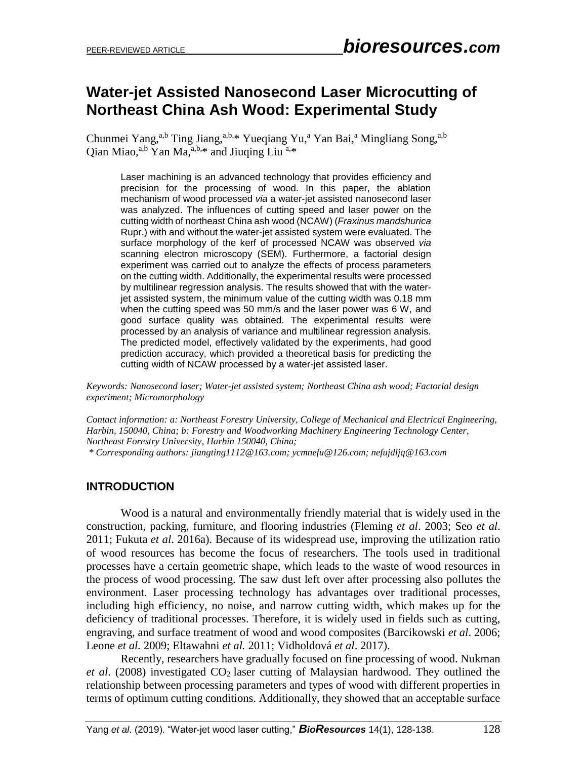# Water-jet Assisted Nanosecond Laser Microcutting of Northeast China Ash Wood: Experimental Study

Chunmei Yang,[a,b] Ting Jiang,[a,b,*] Yueqiang Yu,[a] Yan Bai,[a] Mingliang Song,[a,b] Qian Miao,[a,b] Yan Ma,[a,b,*] and Jiuqing Liu [a,*]

Laser machining is an advanced technology that provides efficiency and precision for the processing of wood. In this paper, the ablation mechanism of wood processed *via* a water-jet assisted nanosecond laser was analyzed. The influences of cutting speed and laser power on the cutting width of northeast China ash wood (NCAW) (*Fraxinus mandshurica* Rupr.) with and without the water-jet assisted system were evaluated. The surface morphology of the kerf of processed NCAW was observed *via* scanning electron microscopy (SEM). Furthermore, a factorial design experiment was carried out to analyze the effects of process parameters on the cutting width. Additionally, the experimental results were processed by multilinear regression analysis. The results showed that with the water-jet assisted system, the minimum value of the cutting width was 0.18 mm when the cutting speed was 50 mm/s and the laser power was 6 W, and good surface quality was obtained. The experimental results were processed by an analysis of variance and multilinear regression analysis. The predicted model, effectively validated by the experiments, had good prediction accuracy, which provided a theoretical basis for predicting the cutting width of NCAW processed by a water-jet assisted laser.

*Keywords: Nanosecond laser; Water-jet assisted system; Northeast China ash wood; Factorial design experiment; Micromorphology*

*Contact information: a: Northeast Forestry University, College of Mechanical and Electrical Engineering, Harbin, 150040, China; b: Forestry and Woodworking Machinery Engineering Technology Center, Northeast Forestry University, Harbin 150040, China;*
*\* Corresponding authors: jiangting1112@163.com; ycmnefu@126.com; nefujdljq@163.com*

## INTRODUCTION

Wood is a natural and environmentally friendly material that is widely used in the construction, packing, furniture, and flooring industries (Fleming *et al*. 2003; Seo *et al*. 2011; Fukuta *et al*. 2016a). Because of its widespread use, improving the utilization ratio of wood resources has become the focus of researchers. The tools used in traditional processes have a certain geometric shape, which leads to the waste of wood resources in the process of wood processing. The saw dust left over after processing also pollutes the environment. Laser processing technology has advantages over traditional processes, including high efficiency, no noise, and narrow cutting width, which makes up for the deficiency of traditional processes. Therefore, it is widely used in fields such as cutting, engraving, and surface treatment of wood and wood composites (Barcikowski *et al*. 2006; Leone *et al.* 2009; Eltawahni *et al.* 2011; Vidholdová *et al*. 2017).

Recently, researchers have gradually focused on fine processing of wood. Nukman *et al*. (2008) investigated $CO_2$ laser cutting of Malaysian hardwood. They outlined the relationship between processing parameters and types of wood with different properties in terms of optimum cutting conditions. Additionally, they showed that an acceptable surface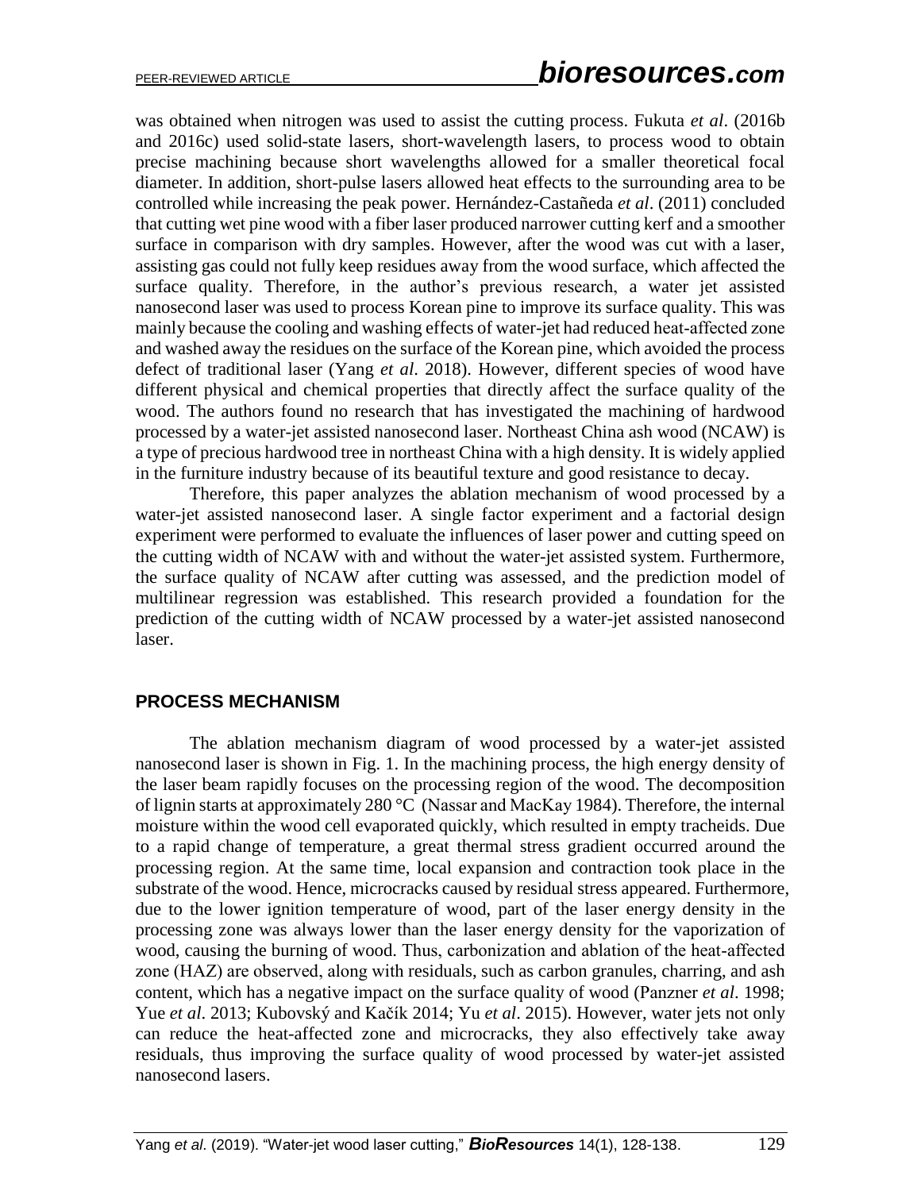was obtained when nitrogen was used to assist the cutting process. Fukuta *et al*. (2016b and 2016c) used solid-state lasers, short-wavelength lasers, to process wood to obtain precise machining because short wavelengths allowed for a smaller theoretical focal diameter. In addition, short-pulse lasers allowed heat effects to the surrounding area to be controlled while increasing the peak power. Hernández-Castañeda *et al*. (2011) concluded that cutting wet pine wood with a fiber laser produced narrower cutting kerf and a smoother surface in comparison with dry samples. However, after the wood was cut with a laser, assisting gas could not fully keep residues away from the wood surface, which affected the surface quality. Therefore, in the author's previous research, a water jet assisted nanosecond laser was used to process Korean pine to improve its surface quality. This was mainly because the cooling and washing effects of water-jet had reduced heat-affected zone and washed away the residues on the surface of the Korean pine, which avoided the process defect of traditional laser (Yang *et al*. 2018). However, different species of wood have different physical and chemical properties that directly affect the surface quality of the wood. The authors found no research that has investigated the machining of hardwood processed by a water-jet assisted nanosecond laser. Northeast China ash wood (NCAW) is a type of precious hardwood tree in northeast China with a high density. It is widely applied in the furniture industry because of its beautiful texture and good resistance to decay.

Therefore, this paper analyzes the ablation mechanism of wood processed by a water-jet assisted nanosecond laser. A single factor experiment and a factorial design experiment were performed to evaluate the influences of laser power and cutting speed on the cutting width of NCAW with and without the water-jet assisted system. Furthermore, the surface quality of NCAW after cutting was assessed, and the prediction model of multilinear regression was established. This research provided a foundation for the prediction of the cutting width of NCAW processed by a water-jet assisted nanosecond laser.

## PROCESS MECHANISM

The ablation mechanism diagram of wood processed by a water-jet assisted nanosecond laser is shown in Fig. 1. In the machining process, the high energy density of the laser beam rapidly focuses on the processing region of the wood. The decomposition of lignin starts at approximately 280 °C (Nassar and MacKay 1984). Therefore, the internal moisture within the wood cell evaporated quickly, which resulted in empty tracheids. Due to a rapid change of temperature, a great thermal stress gradient occurred around the processing region. At the same time, local expansion and contraction took place in the substrate of the wood. Hence, microcracks caused by residual stress appeared. Furthermore, due to the lower ignition temperature of wood, part of the laser energy density in the processing zone was always lower than the laser energy density for the vaporization of wood, causing the burning of wood. Thus, carbonization and ablation of the heat-affected zone (HAZ) are observed, along with residuals, such as carbon granules, charring, and ash content, which has a negative impact on the surface quality of wood (Panzner *et al.* 1998; Yue *et al.* 2013; Kubovský and Kačík 2014; Yu *et al*. 2015). However, water jets not only can reduce the heat-affected zone and microcracks, they also effectively take away residuals, thus improving the surface quality of wood processed by water-jet assisted nanosecond lasers.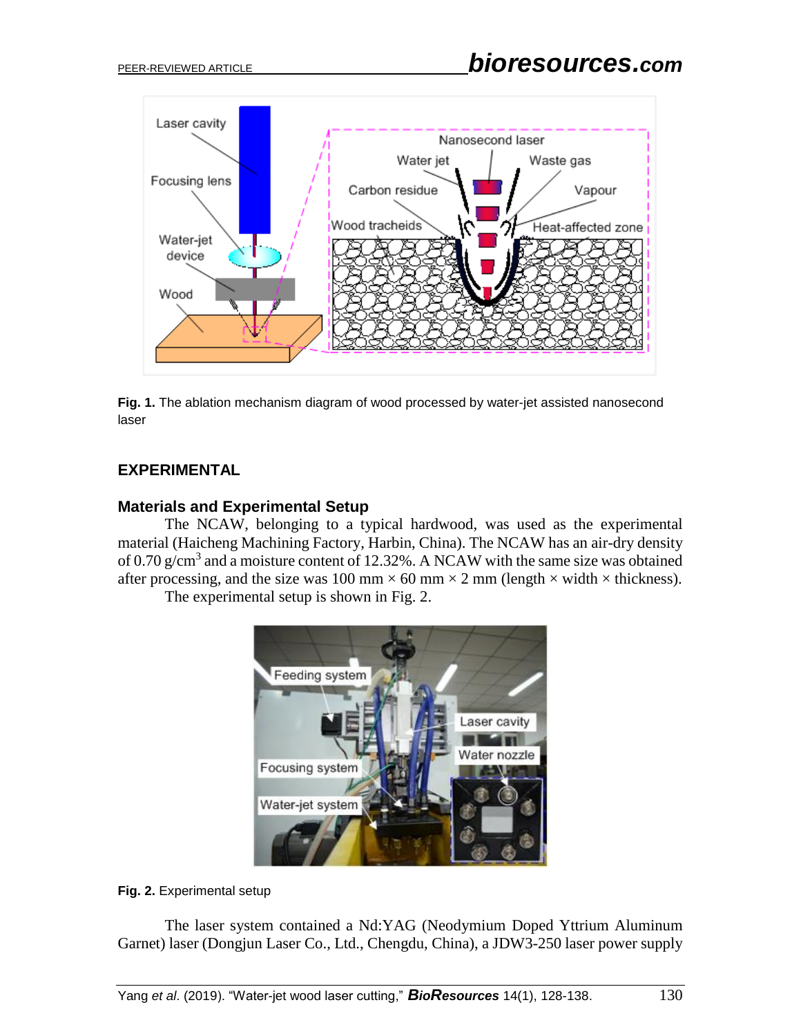Fig. 1. The ablation mechanism diagram of wood processed by water-jet assisted nanosecond laser

## EXPERIMENTAL

### Materials and Experimental Setup

The NCAW, belonging to a typical hardwood, was used as the experimental material (Haicheng Machining Factory, Harbin, China). The NCAW has an air-dry density of 0.70 g/cm$^3$ and a moisture content of 12.32%. A NCAW with the same size was obtained after processing, and the size was 100 mm × 60 mm × 2 mm (length × width × thickness).

The experimental setup is shown in Fig. 2.

Fig. 2. Experimental setup

The laser system contained a Nd:YAG (Neodymium Doped Yttrium Aluminum Garnet) laser (Dongjun Laser Co., Ltd., Chengdu, China), a JDW3-250 laser power supply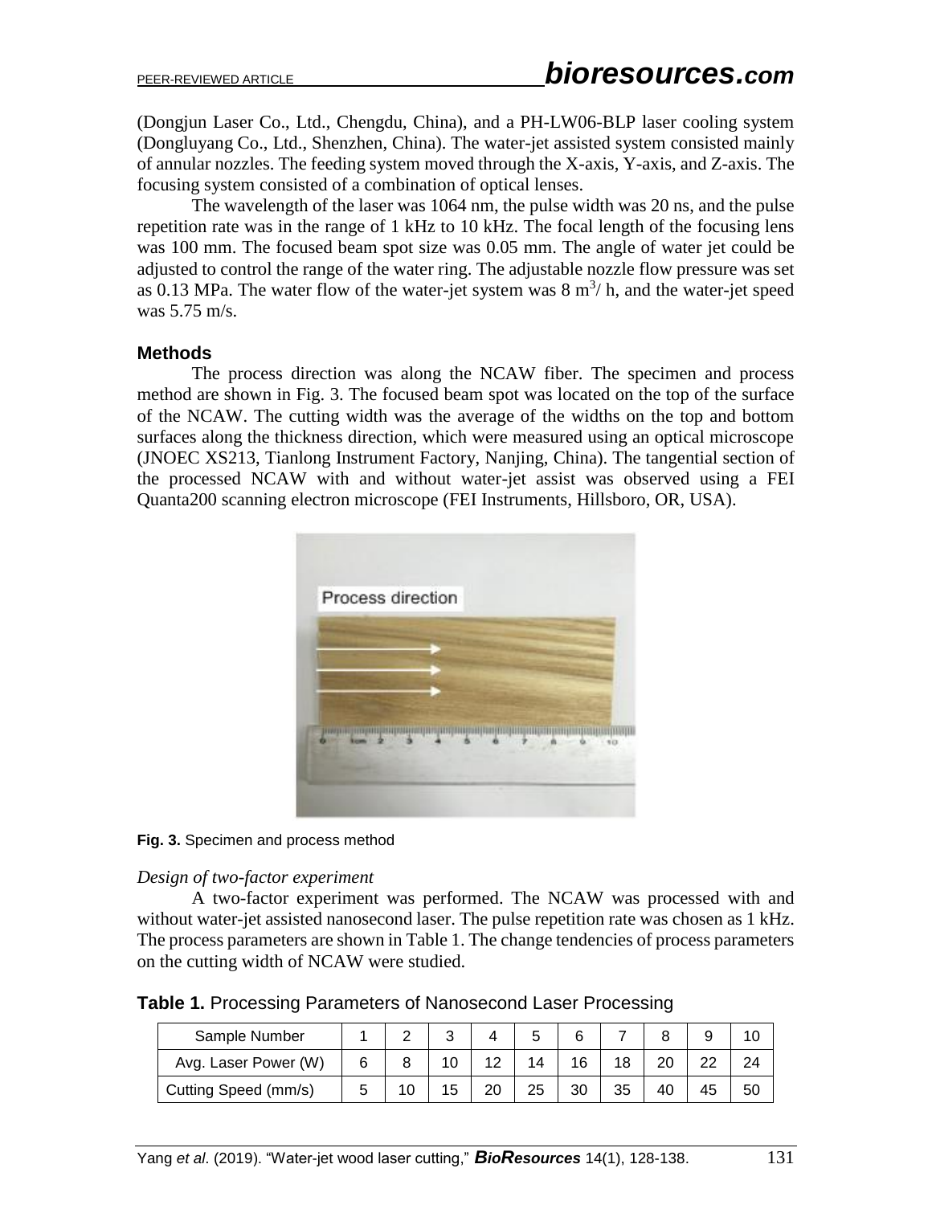(Dongjun Laser Co., Ltd., Chengdu, China), and a PH-LW06-BLP laser cooling system (Dongluyang Co., Ltd., Shenzhen, China). The water-jet assisted system consisted mainly of annular nozzles. The feeding system moved through the X-axis, Y-axis, and Z-axis. The focusing system consisted of a combination of optical lenses.

The wavelength of the laser was 1064 nm, the pulse width was 20 ns, and the pulse repetition rate was in the range of 1 kHz to 10 kHz. The focal length of the focusing lens was 100 mm. The focused beam spot size was 0.05 mm. The angle of water jet could be adjusted to control the range of the water ring. The adjustable nozzle flow pressure was set as 0.13 MPa. The water flow of the water-jet system was 8 $m^3$/ h, and the water-jet speed was 5.75 m/s.

### Methods

The process direction was along the NCAW fiber. The specimen and process method are shown in Fig. 3. The focused beam spot was located on the top of the surface of the NCAW. The cutting width was the average of the widths on the top and bottom surfaces along the thickness direction, which were measured using an optical microscope (JNOEC XS213, Tianlong Instrument Factory, Nanjing, China). The tangential section of the processed NCAW with and without water-jet assist was observed using a FEI Quanta200 scanning electron microscope (FEI Instruments, Hillsboro, OR, USA).

**Fig. 3.** Specimen and process method

*Design of two-factor experiment*

A two-factor experiment was performed. The NCAW was processed with and without water-jet assisted nanosecond laser. The pulse repetition rate was chosen as 1 kHz. The process parameters are shown in Table 1. The change tendencies of process parameters on the cutting width of NCAW were studied.

**Table 1.** Processing Parameters of Nanosecond Laser Processing

| Sample Number | 1 | 2 | 3 | 4 | 5 | 6 | 7 | 8 | 9 | 10 |
|---|---|---|---|---|---|---|---|---|---|---|
| Avg. Laser Power (W) | 6 | 8 | 10 | 12 | 14 | 16 | 18 | 20 | 22 | 24 |
| Cutting Speed (mm/s) | 5 | 10 | 15 | 20 | 25 | 30 | 35 | 40 | 45 | 50 |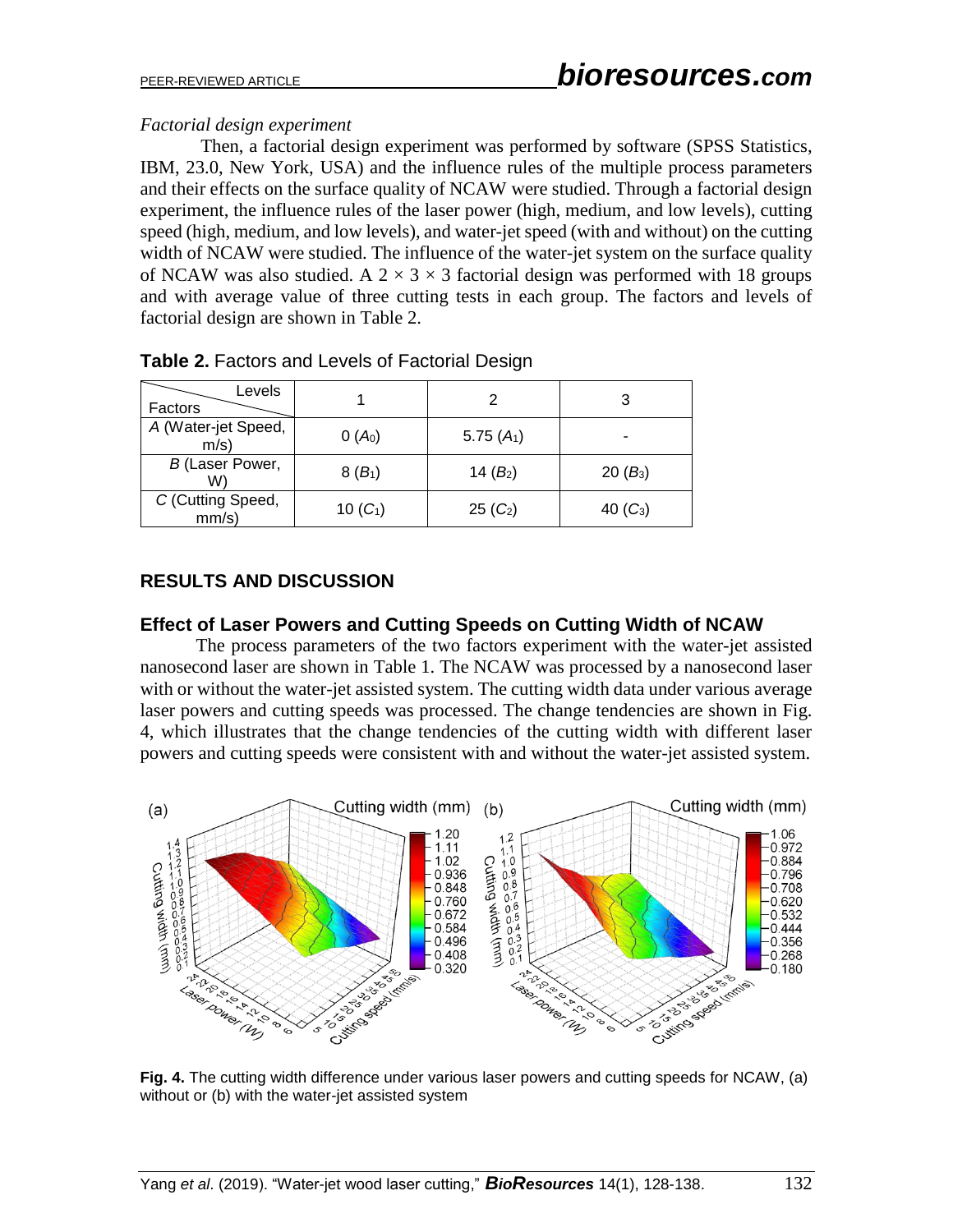*Factorial design experiment*

Then, a factorial design experiment was performed by software (SPSS Statistics, IBM, 23.0, New York, USA) and the influence rules of the multiple process parameters and their effects on the surface quality of NCAW were studied. Through a factorial design experiment, the influence rules of the laser power (high, medium, and low levels), cutting speed (high, medium, and low levels), and water-jet speed (with and without) on the cutting width of NCAW were studied. The influence of the water-jet system on the surface quality of NCAW was also studied. A 2 × 3 × 3 factorial design was performed with 18 groups and with average value of three cutting tests in each group. The factors and levels of factorial design are shown in Table 2.

**Table 2.** Factors and Levels of Factorial Design

| Factors \ Levels | 1 | 2 | 3 |
|---|---|---|---|
| *A* (Water-jet Speed, m/s) | 0 ($A_0$) | 5.75 ($A_1$) | - |
| *B* (Laser Power, W) | 8 ($B_1$) | 14 ($B_2$) | 20 ($B_3$) |
| *C* (Cutting Speed, mm/s) | 10 ($C_1$) | 25 ($C_2$) | 40 ($C_3$) |

## RESULTS AND DISCUSSION

### Effect of Laser Powers and Cutting Speeds on Cutting Width of NCAW

The process parameters of the two factors experiment with the water-jet assisted nanosecond laser are shown in Table 1. The NCAW was processed by a nanosecond laser with or without the water-jet assisted system. The cutting width data under various average laser powers and cutting speeds was processed. The change tendencies are shown in Fig. 4, which illustrates that the change tendencies of the cutting width with different laser powers and cutting speeds were consistent with and without the water-jet assisted system.

**Fig. 4.** The cutting width difference under various laser powers and cutting speeds for NCAW, (a) without or (b) with the water-jet assisted system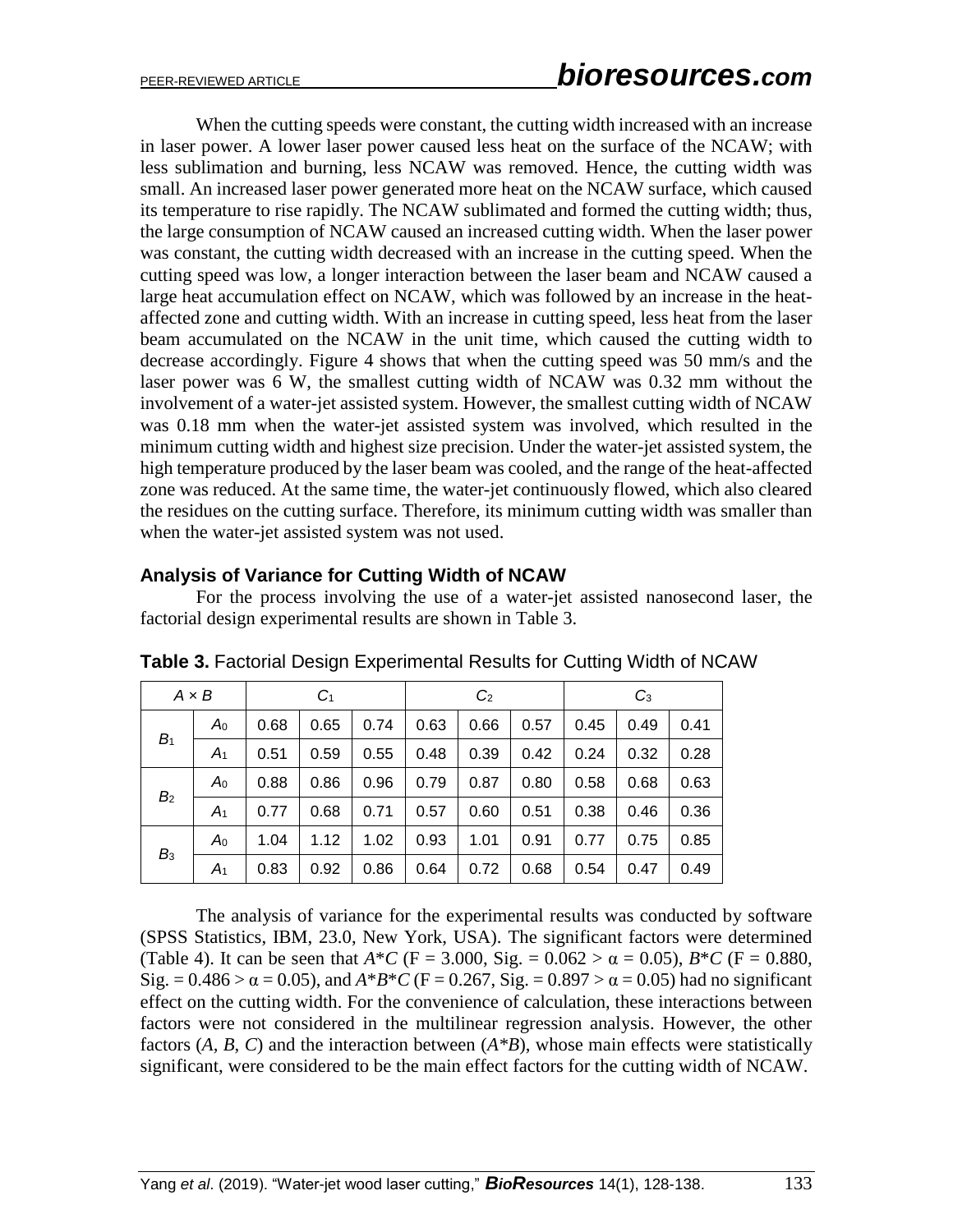When the cutting speeds were constant, the cutting width increased with an increase in laser power. A lower laser power caused less heat on the surface of the NCAW; with less sublimation and burning, less NCAW was removed. Hence, the cutting width was small. An increased laser power generated more heat on the NCAW surface, which caused its temperature to rise rapidly. The NCAW sublimated and formed the cutting width; thus, the large consumption of NCAW caused an increased cutting width. When the laser power was constant, the cutting width decreased with an increase in the cutting speed. When the cutting speed was low, a longer interaction between the laser beam and NCAW caused a large heat accumulation effect on NCAW, which was followed by an increase in the heat-affected zone and cutting width. With an increase in cutting speed, less heat from the laser beam accumulated on the NCAW in the unit time, which caused the cutting width to decrease accordingly. Figure 4 shows that when the cutting speed was 50 mm/s and the laser power was 6 W, the smallest cutting width of NCAW was 0.32 mm without the involvement of a water-jet assisted system. However, the smallest cutting width of NCAW was 0.18 mm when the water-jet assisted system was involved, which resulted in the minimum cutting width and highest size precision. Under the water-jet assisted system, the high temperature produced by the laser beam was cooled, and the range of the heat-affected zone was reduced. At the same time, the water-jet continuously flowed, which also cleared the residues on the cutting surface. Therefore, its minimum cutting width was smaller than when the water-jet assisted system was not used.

## Analysis of Variance for Cutting Width of NCAW

For the process involving the use of a water-jet assisted nanosecond laser, the factorial design experimental results are shown in Table 3.

**Table 3.** Factorial Design Experimental Results for Cutting Width of NCAW

| $A \times B$ | | $C_1$ | | | $C_2$ | | | $C_3$ | | |
|---|---|---|---|---|---|---|---|---|---|---|
| $B_1$ | $A_0$ | 0.68 | 0.65 | 0.74 | 0.63 | 0.66 | 0.57 | 0.45 | 0.49 | 0.41 |
| | $A_1$ | 0.51 | 0.59 | 0.55 | 0.48 | 0.39 | 0.42 | 0.24 | 0.32 | 0.28 |
| $B_2$ | $A_0$ | 0.88 | 0.86 | 0.96 | 0.79 | 0.87 | 0.80 | 0.58 | 0.68 | 0.63 |
| | $A_1$ | 0.77 | 0.68 | 0.71 | 0.57 | 0.60 | 0.51 | 0.38 | 0.46 | 0.36 |
| $B_3$ | $A_0$ | 1.04 | 1.12 | 1.02 | 0.93 | 1.01 | 0.91 | 0.77 | 0.75 | 0.85 |
| | $A_1$ | 0.83 | 0.92 | 0.86 | 0.64 | 0.72 | 0.68 | 0.54 | 0.47 | 0.49 |

The analysis of variance for the experimental results was conducted by software (SPSS Statistics, IBM, 23.0, New York, USA). The significant factors were determined (Table 4). It can be seen that $A*C$ (F = 3.000, Sig. = 0.062 > $\alpha$ = 0.05), $B*C$ (F = 0.880, Sig. = 0.486 > $\alpha$ = 0.05), and $A*B*C$ (F = 0.267, Sig. = 0.897 > $\alpha$ = 0.05) had no significant effect on the cutting width. For the convenience of calculation, these interactions between factors were not considered in the multilinear regression analysis. However, the other factors ($A$, $B$, $C$) and the interaction between ($A*B$), whose main effects were statistically significant, were considered to be the main effect factors for the cutting width of NCAW.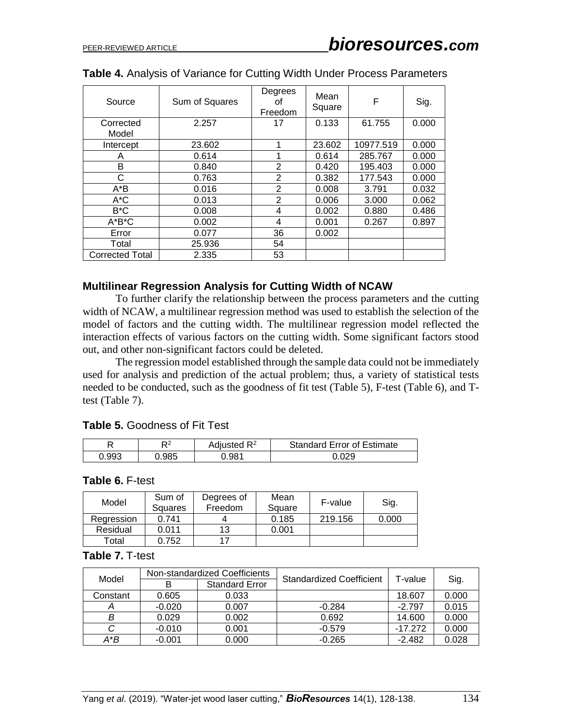**Table 4.** Analysis of Variance for Cutting Width Under Process Parameters

| Source | Sum of Squares | Degrees of Freedom | Mean Square | F | Sig. |
|---|---|---|---|---|---|
| Corrected Model | 2.257 | 17 | 0.133 | 61.755 | 0.000 |
| Intercept | 23.602 | 1 | 23.602 | 10977.519 | 0.000 |
| A | 0.614 | 1 | 0.614 | 285.767 | 0.000 |
| B | 0.840 | 2 | 0.420 | 195.403 | 0.000 |
| C | 0.763 | 2 | 0.382 | 177.543 | 0.000 |
| A*B | 0.016 | 2 | 0.008 | 3.791 | 0.032 |
| A*C | 0.013 | 2 | 0.006 | 3.000 | 0.062 |
| B*C | 0.008 | 4 | 0.002 | 0.880 | 0.486 |
| A*B*C | 0.002 | 4 | 0.001 | 0.267 | 0.897 |
| Error | 0.077 | 36 | 0.002 | | |
| Total | 25.936 | 54 | | | |
| Corrected Total | 2.335 | 53 | | | |

### Multilinear Regression Analysis for Cutting Width of NCAW

To further clarify the relationship between the process parameters and the cutting width of NCAW, a multilinear regression method was used to establish the selection of the model of factors and the cutting width. The multilinear regression model reflected the interaction effects of various factors on the cutting width. Some significant factors stood out, and other non-significant factors could be deleted.

The regression model established through the sample data could not be immediately used for analysis and prediction of the actual problem; thus, a variety of statistical tests needed to be conducted, such as the goodness of fit test (Table 5), F-test (Table 6), and T-test (Table 7).

**Table 5.** Goodness of Fit Test

| R | $R^2$ | Adjusted $R^2$ | Standard Error of Estimate |
|---|---|---|---|
| 0.993 | 0.985 | 0.981 | 0.029 |

**Table 6.** F-test

| Model | Sum of Squares | Degrees of Freedom | Mean Square | F-value | Sig. |
|---|---|---|---|---|---|
| Regression | 0.741 | 4 | 0.185 | 219.156 | 0.000 |
| Residual | 0.011 | 13 | 0.001 | | |
| Total | 0.752 | 17 | | | |

**Table 7.** T-test

| Model | Non-standardized Coefficients | | Standardized Coefficient | T-value | Sig. |
|---|---|---|---|---|---|
| | B | Standard Error | | | |
| Constant | 0.605 | 0.033 | | 18.607 | 0.000 |
| *A* | -0.020 | 0.007 | -0.284 | -2.797 | 0.015 |
| *B* | 0.029 | 0.002 | 0.692 | 14.600 | 0.000 |
| *C* | -0.010 | 0.001 | -0.579 | -17.272 | 0.000 |
| *A*B* | -0.001 | 0.000 | -0.265 | -2.482 | 0.028 |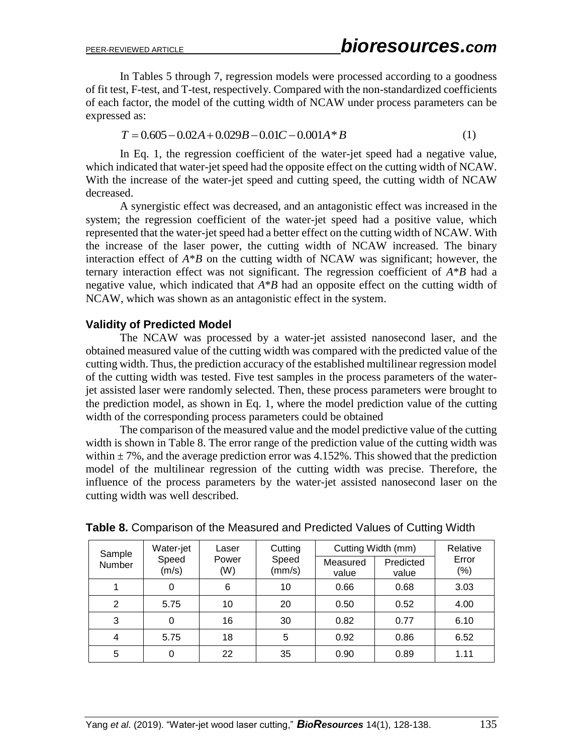In Tables 5 through 7, regression models were processed according to a goodness of fit test, F-test, and T-test, respectively. Compared with the non-standardized coefficients of each factor, the model of the cutting width of NCAW under process parameters can be expressed as:

$$T = 0.605 - 0.02A + 0.029B - 0.01C - 0.001A*B \tag{1}$$

In Eq. 1, the regression coefficient of the water-jet speed had a negative value, which indicated that water-jet speed had the opposite effect on the cutting width of NCAW. With the increase of the water-jet speed and cutting speed, the cutting width of NCAW decreased.

A synergistic effect was decreased, and an antagonistic effect was increased in the system; the regression coefficient of the water-jet speed had a positive value, which represented that the water-jet speed had a better effect on the cutting width of NCAW. With the increase of the laser power, the cutting width of NCAW increased. The binary interaction effect of $A*B$ on the cutting width of NCAW was significant; however, the ternary interaction effect was not significant. The regression coefficient of $A*B$ had a negative value, which indicated that $A*B$ had an opposite effect on the cutting width of NCAW, which was shown as an antagonistic effect in the system.

### Validity of Predicted Model

The NCAW was processed by a water-jet assisted nanosecond laser, and the obtained measured value of the cutting width was compared with the predicted value of the cutting width. Thus, the prediction accuracy of the established multilinear regression model of the cutting width was tested. Five test samples in the process parameters of the water-jet assisted laser were randomly selected. Then, these process parameters were brought to the prediction model, as shown in Eq. 1, where the model prediction value of the cutting width of the corresponding process parameters could be obtained

The comparison of the measured value and the model predictive value of the cutting width is shown in Table 8. The error range of the prediction value of the cutting width was within ± 7%, and the average prediction error was 4.152%. This showed that the prediction model of the multilinear regression of the cutting width was precise. Therefore, the influence of the process parameters by the water-jet assisted nanosecond laser on the cutting width was well described.

**Table 8.** Comparison of the Measured and Predicted Values of Cutting Width

| Sample Number | Water-jet Speed (m/s) | Laser Power (W) | Cutting Speed (mm/s) | Cutting Width (mm) | | Relative Error (%) |
|---|---|---|---|---|---|---|
| | | | | Measured value | Predicted value | |
| 1 | 0 | 6 | 10 | 0.66 | 0.68 | 3.03 |
| 2 | 5.75 | 10 | 20 | 0.50 | 0.52 | 4.00 |
| 3 | 0 | 16 | 30 | 0.82 | 0.77 | 6.10 |
| 4 | 5.75 | 18 | 5 | 0.92 | 0.86 | 6.52 |
| 5 | 0 | 22 | 35 | 0.90 | 0.89 | 1.11 |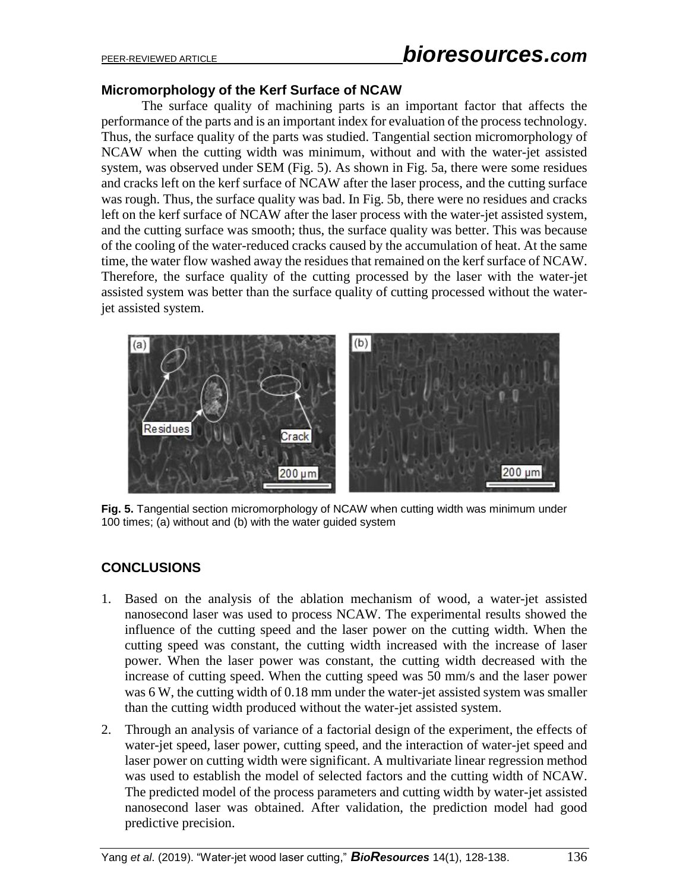**Micromorphology of the Kerf Surface of NCAW**

The surface quality of machining parts is an important factor that affects the performance of the parts and is an important index for evaluation of the process technology. Thus, the surface quality of the parts was studied. Tangential section micromorphology of NCAW when the cutting width was minimum, without and with the water-jet assisted system, was observed under SEM (Fig. 5). As shown in Fig. 5a, there were some residues and cracks left on the kerf surface of NCAW after the laser process, and the cutting surface was rough. Thus, the surface quality was bad. In Fig. 5b, there were no residues and cracks left on the kerf surface of NCAW after the laser process with the water-jet assisted system, and the cutting surface was smooth; thus, the surface quality was better. This was because of the cooling of the water-reduced cracks caused by the accumulation of heat. At the same time, the water flow washed away the residues that remained on the kerf surface of NCAW. Therefore, the surface quality of the cutting processed by the laser with the water-jet assisted system was better than the surface quality of cutting processed without the water-jet assisted system.

**Fig. 5.** Tangential section micromorphology of NCAW when cutting width was minimum under 100 times; (a) without and (b) with the water guided system

## CONCLUSIONS

1. Based on the analysis of the ablation mechanism of wood, a water-jet assisted nanosecond laser was used to process NCAW. The experimental results showed the influence of the cutting speed and the laser power on the cutting width. When the cutting speed was constant, the cutting width increased with the increase of laser power. When the laser power was constant, the cutting width decreased with the increase of cutting speed. When the cutting speed was 50 mm/s and the laser power was 6 W, the cutting width of 0.18 mm under the water-jet assisted system was smaller than the cutting width produced without the water-jet assisted system.
2. Through an analysis of variance of a factorial design of the experiment, the effects of water-jet speed, laser power, cutting speed, and the interaction of water-jet speed and laser power on cutting width were significant. A multivariate linear regression method was used to establish the model of selected factors and the cutting width of NCAW. The predicted model of the process parameters and cutting width by water-jet assisted nanosecond laser was obtained. After validation, the prediction model had good predictive precision.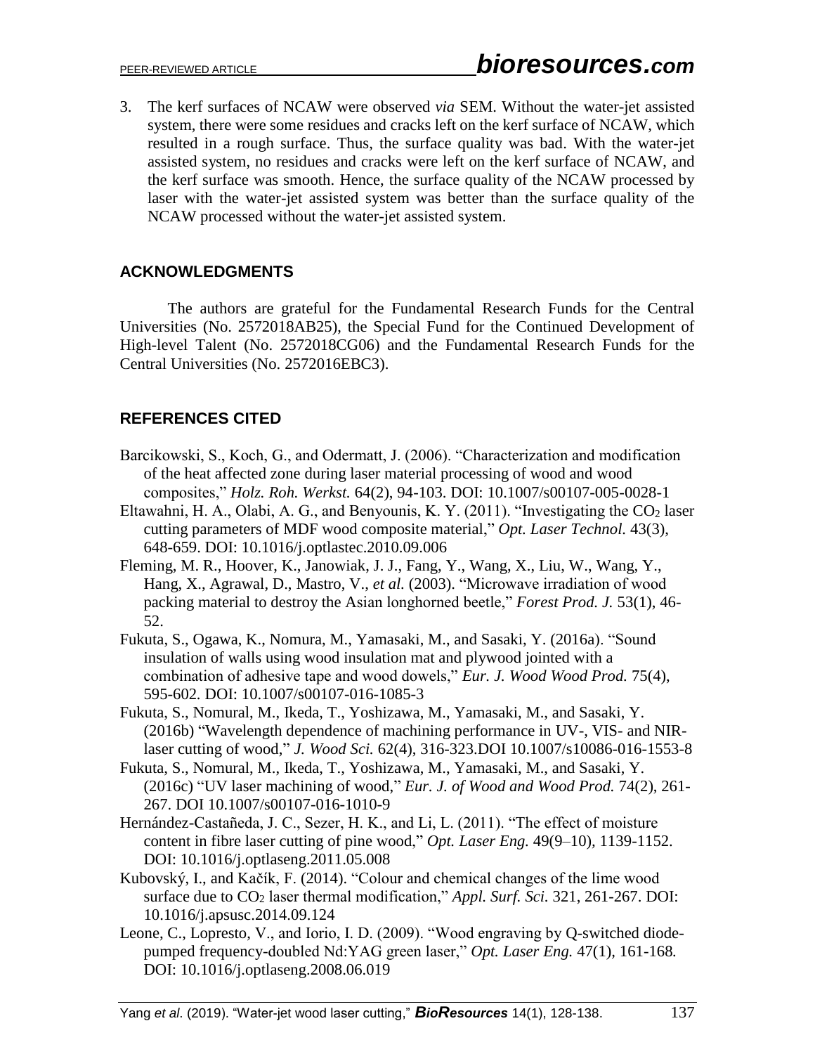3. The kerf surfaces of NCAW were observed *via* SEM. Without the water-jet assisted system, there were some residues and cracks left on the kerf surface of NCAW, which resulted in a rough surface. Thus, the surface quality was bad. With the water-jet assisted system, no residues and cracks were left on the kerf surface of NCAW, and the kerf surface was smooth. Hence, the surface quality of the NCAW processed by laser with the water-jet assisted system was better than the surface quality of the NCAW processed without the water-jet assisted system.

## ACKNOWLEDGMENTS

The authors are grateful for the Fundamental Research Funds for the Central Universities (No. 2572018AB25), the Special Fund for the Continued Development of High-level Talent (No. 2572018CG06) and the Fundamental Research Funds for the Central Universities (No. 2572016EBC3).

## REFERENCES CITED

Barcikowski, S., Koch, G., and Odermatt, J. (2006). "Characterization and modification of the heat affected zone during laser material processing of wood and wood composites," *Holz. Roh. Werkst.* 64(2), 94-103. DOI: 10.1007/s00107-005-0028-1

Eltawahni, H. A., Olabi, A. G., and Benyounis, K. Y. (2011). "Investigating the $CO_2$ laser cutting parameters of MDF wood composite material," *Opt. Laser Technol.* 43(3), 648-659. DOI: 10.1016/j.optlastec.2010.09.006

Fleming, M. R., Hoover, K., Janowiak, J. J., Fang, Y., Wang, X., Liu, W., Wang, Y., Hang, X., Agrawal, D., Mastro, V., *et al.* (2003). "Microwave irradiation of wood packing material to destroy the Asian longhorned beetle," *Forest Prod. J.* 53(1), 46-52.

Fukuta, S., Ogawa, K., Nomura, M., Yamasaki, M., and Sasaki, Y. (2016a). "Sound insulation of walls using wood insulation mat and plywood jointed with a combination of adhesive tape and wood dowels," *Eur. J. Wood Wood Prod.* 75(4), 595-602. DOI: 10.1007/s00107-016-1085-3

Fukuta, S., Nomural, M., Ikeda, T., Yoshizawa, M., Yamasaki, M., and Sasaki, Y. (2016b) "Wavelength dependence of machining performance in UV-, VIS- and NIR-laser cutting of wood," *J. Wood Sci.* 62(4), 316-323.DOI 10.1007/s10086-016-1553-8

Fukuta, S., Nomural, M., Ikeda, T., Yoshizawa, M., Yamasaki, M., and Sasaki, Y. (2016c) "UV laser machining of wood," *Eur. J. of Wood and Wood Prod.* 74(2), 261-267. DOI 10.1007/s00107-016-1010-9

Hernández-Castañeda, J. C., Sezer, H. K., and Li, L. (2011). "The effect of moisture content in fibre laser cutting of pine wood," *Opt. Laser Eng.* 49(9–10), 1139-1152. DOI: 10.1016/j.optlaseng.2011.05.008

Kubovský, I., and Kačík, F. (2014). "Colour and chemical changes of the lime wood surface due to $CO_2$ laser thermal modification," *Appl. Surf. Sci.* 321, 261-267. DOI: 10.1016/j.apsusc.2014.09.124

Leone, C., Lopresto, V., and Iorio, I. D. (2009). "Wood engraving by Q-switched diode-pumped frequency-doubled Nd:YAG green laser," *Opt. Laser Eng.* 47(1), 161-168. DOI: 10.1016/j.optlaseng.2008.06.019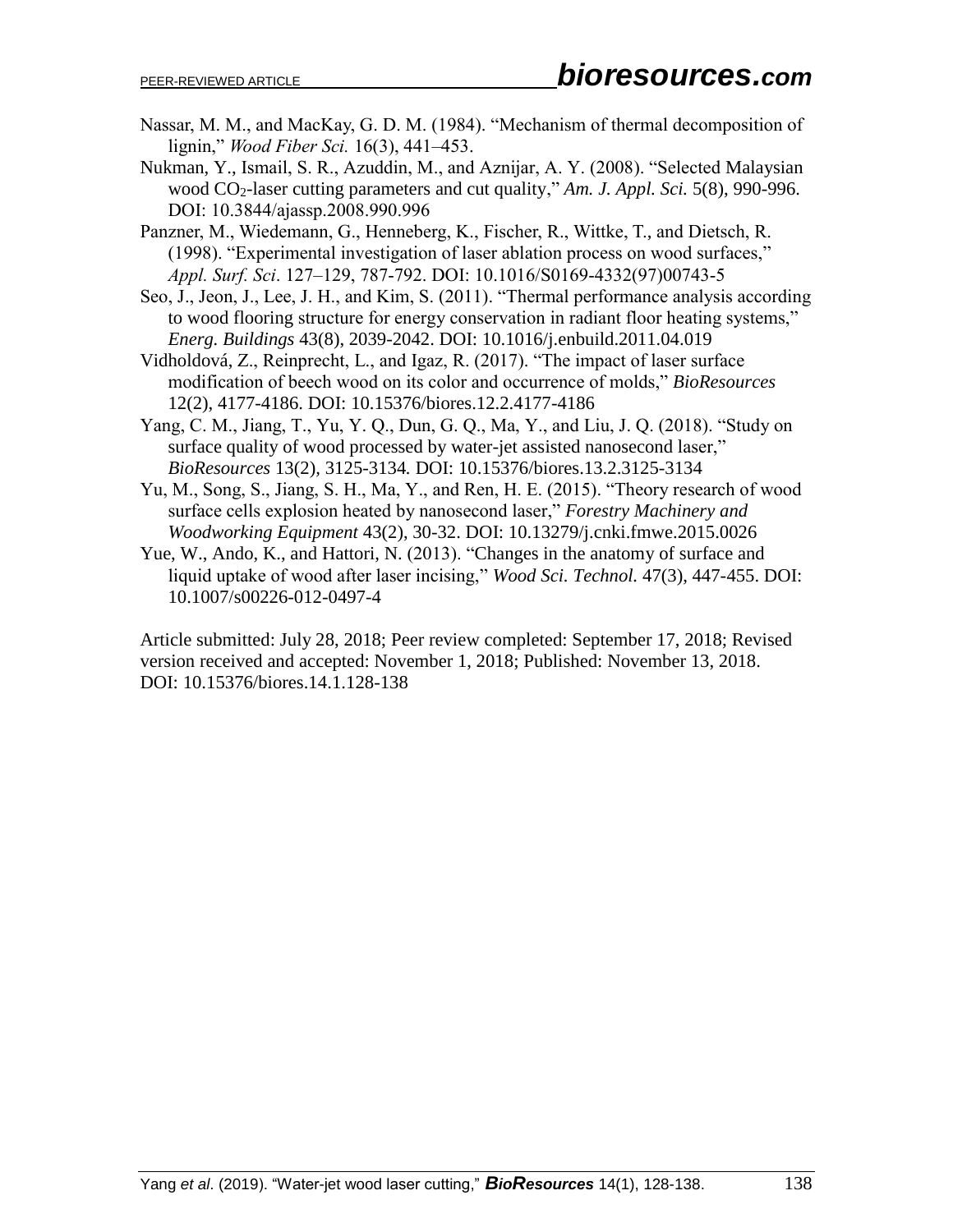Nassar, M. M., and MacKay, G. D. M. (1984). "Mechanism of thermal decomposition of lignin," *Wood Fiber Sci.* 16(3), 441–453.

Nukman, Y., Ismail, S. R., Azuddin, M., and Aznijar, A. Y. (2008). "Selected Malaysian wood $CO_2$-laser cutting parameters and cut quality," *Am. J. Appl. Sci.* 5(8), 990-996. DOI: 10.3844/ajassp.2008.990.996

Panzner, M., Wiedemann, G., Henneberg, K., Fischer, R., Wittke, T., and Dietsch, R. (1998). "Experimental investigation of laser ablation process on wood surfaces," *Appl. Surf. Sci*. 127–129, 787-792. DOI: 10.1016/S0169-4332(97)00743-5

Seo, J., Jeon, J., Lee, J. H., and Kim, S. (2011). "Thermal performance analysis according to wood flooring structure for energy conservation in radiant floor heating systems," *Energ. Buildings* 43(8), 2039-2042. DOI: 10.1016/j.enbuild.2011.04.019

Vidholdová, Z., Reinprecht, L., and Igaz, R. (2017). "The impact of laser surface modification of beech wood on its color and occurrence of molds," *BioResources* 12(2), 4177-4186. DOI: 10.15376/biores.12.2.4177-4186

Yang, C. M., Jiang, T., Yu, Y. Q., Dun, G. Q., Ma, Y., and Liu, J. Q. (2018). "Study on surface quality of wood processed by water-jet assisted nanosecond laser," *BioResources* 13(2), 3125-3134*.* DOI: 10.15376/biores.13.2.3125-3134

Yu, M., Song, S., Jiang, S. H., Ma, Y., and Ren, H. E. (2015). "Theory research of wood surface cells explosion heated by nanosecond laser," *Forestry Machinery and Woodworking Equipment* 43(2), 30-32. DOI: 10.13279/j.cnki.fmwe.2015.0026

Yue, W., Ando, K., and Hattori, N. (2013). "Changes in the anatomy of surface and liquid uptake of wood after laser incising," *Wood Sci. Technol.* 47(3), 447-455. DOI: 10.1007/s00226-012-0497-4

Article submitted: July 28, 2018; Peer review completed: September 17, 2018; Revised version received and accepted: November 1, 2018; Published: November 13, 2018.
DOI: 10.15376/biores.14.1.128-138